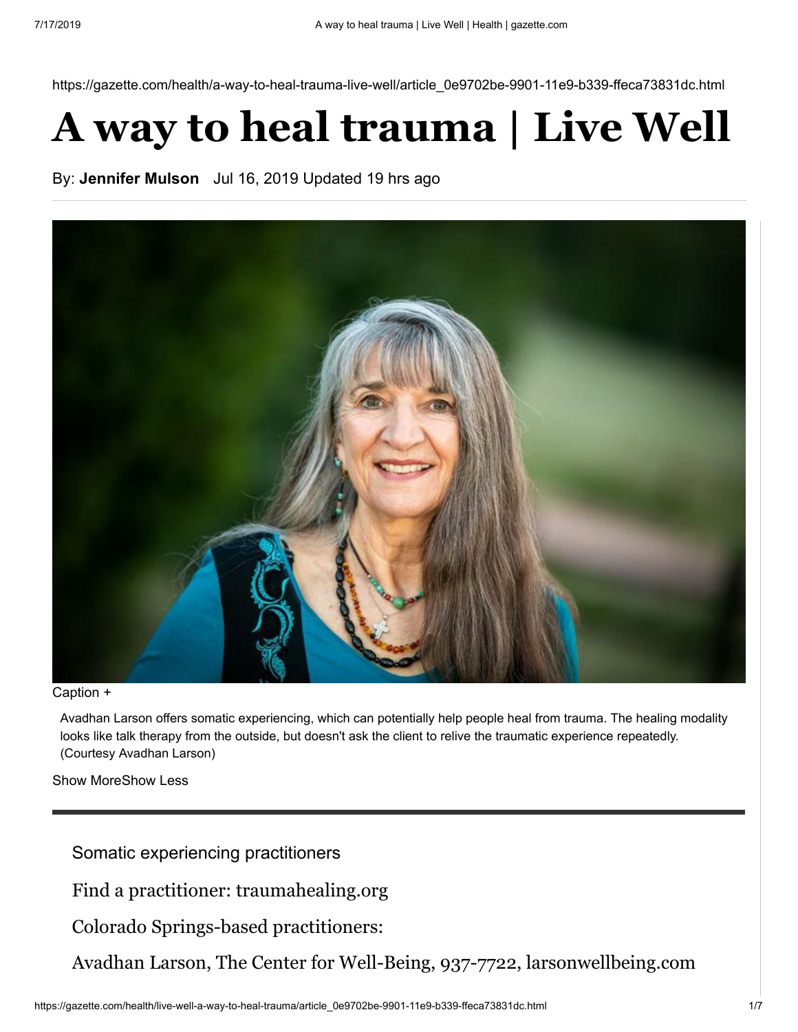https://gazette.com/health/a-way-to-heal-trauma-live-well/article_0e9702be-9901-11e9-b339-ffeca73831dc.html

# A way to heal trauma | Live Well

By: **Jennifer Mulson** Jul 16, 2019 Updated 19 hrs ago

Caption +

Avadhan Larson offers somatic experiencing, which can potentially help people heal from trauma. The healing modality looks like talk therapy from the outside, but doesn't ask the client to relive the traumatic experience repeatedly. (Courtesy Avadhan Larson)

Show MoreShow Less

---

Somatic experiencing practitioners

Find a practitioner: traumahealing.org

Colorado Springs-based practitioners:

Avadhan Larson, The Center for Well-Being, 937-7722, larsonwellbeing.com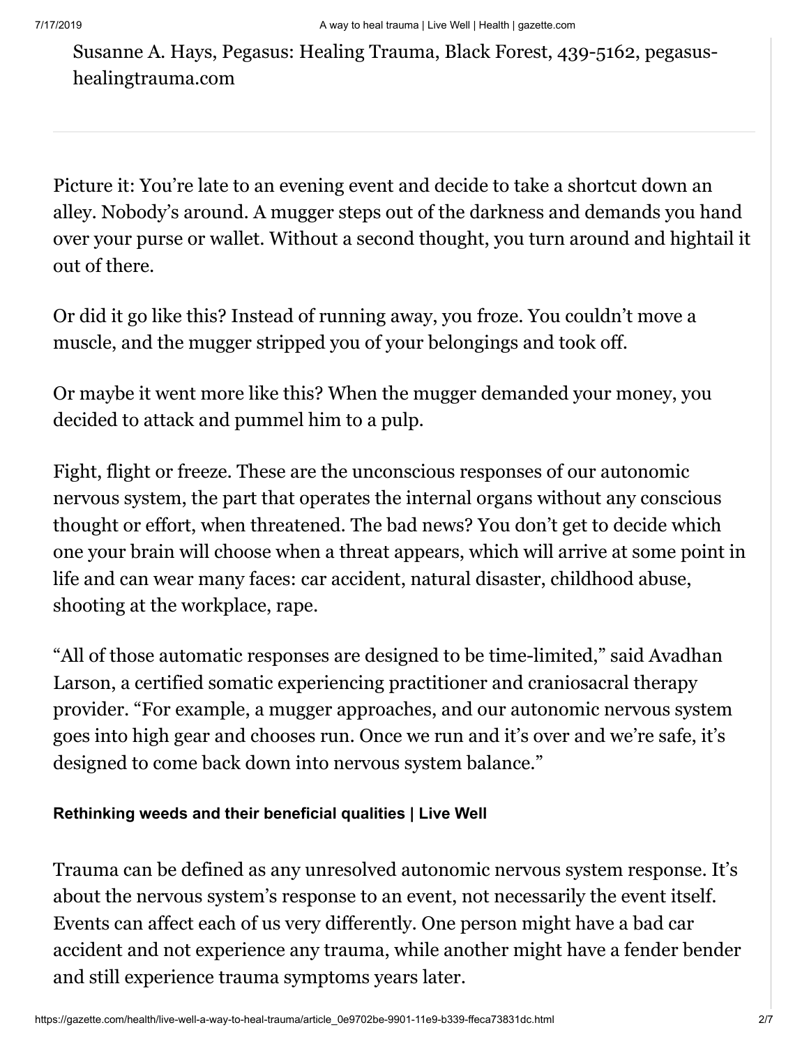Susanne A. Hays, Pegasus: Healing Trauma, Black Forest, 439-5162, pegasus-healingtrauma.com

---

Picture it: You're late to an evening event and decide to take a shortcut down an alley. Nobody's around. A mugger steps out of the darkness and demands you hand over your purse or wallet. Without a second thought, you turn around and hightail it out of there.

Or did it go like this? Instead of running away, you froze. You couldn't move a muscle, and the mugger stripped you of your belongings and took off.

Or maybe it went more like this? When the mugger demanded your money, you decided to attack and pummel him to a pulp.

Fight, flight or freeze. These are the unconscious responses of our autonomic nervous system, the part that operates the internal organs without any conscious thought or effort, when threatened. The bad news? You don't get to decide which one your brain will choose when a threat appears, which will arrive at some point in life and can wear many faces: car accident, natural disaster, childhood abuse, shooting at the workplace, rape.

"All of those automatic responses are designed to be time-limited," said Avadhan Larson, a certified somatic experiencing practitioner and craniosacral therapy provider. "For example, a mugger approaches, and our autonomic nervous system goes into high gear and chooses run. Once we run and it's over and we're safe, it's designed to come back down into nervous system balance."

**Rethinking weeds and their beneficial qualities | Live Well**

Trauma can be defined as any unresolved autonomic nervous system response. It's about the nervous system's response to an event, not necessarily the event itself. Events can affect each of us very differently. One person might have a bad car accident and not experience any trauma, while another might have a fender bender and still experience trauma symptoms years later.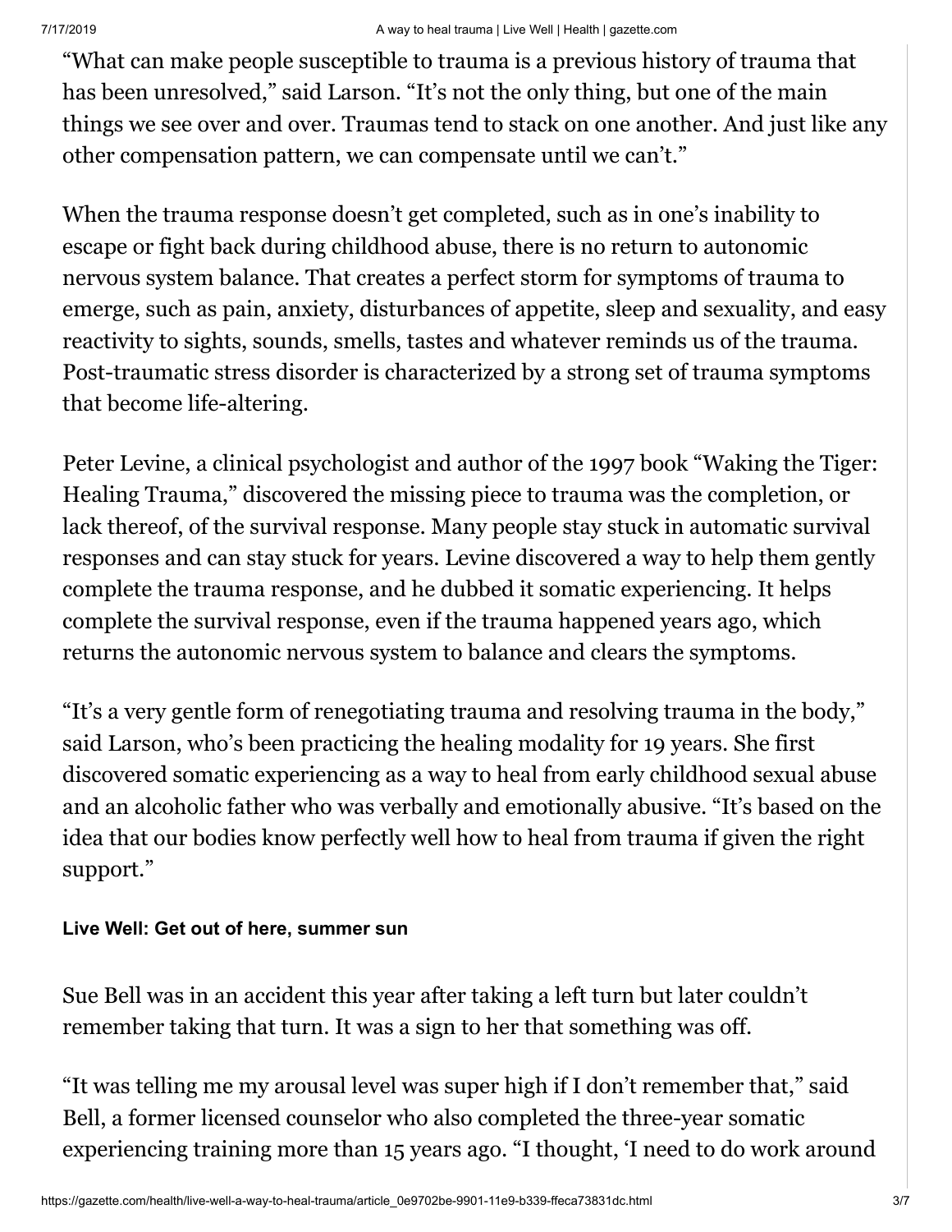"What can make people susceptible to trauma is a previous history of trauma that has been unresolved," said Larson. "It's not the only thing, but one of the main things we see over and over. Traumas tend to stack on one another. And just like any other compensation pattern, we can compensate until we can't."

When the trauma response doesn't get completed, such as in one's inability to escape or fight back during childhood abuse, there is no return to autonomic nervous system balance. That creates a perfect storm for symptoms of trauma to emerge, such as pain, anxiety, disturbances of appetite, sleep and sexuality, and easy reactivity to sights, sounds, smells, tastes and whatever reminds us of the trauma. Post-traumatic stress disorder is characterized by a strong set of trauma symptoms that become life-altering.

Peter Levine, a clinical psychologist and author of the 1997 book "Waking the Tiger: Healing Trauma," discovered the missing piece to trauma was the completion, or lack thereof, of the survival response. Many people stay stuck in automatic survival responses and can stay stuck for years. Levine discovered a way to help them gently complete the trauma response, and he dubbed it somatic experiencing. It helps complete the survival response, even if the trauma happened years ago, which returns the autonomic nervous system to balance and clears the symptoms.

"It's a very gentle form of renegotiating trauma and resolving trauma in the body," said Larson, who's been practicing the healing modality for 19 years. She first discovered somatic experiencing as a way to heal from early childhood sexual abuse and an alcoholic father who was verbally and emotionally abusive. "It's based on the idea that our bodies know perfectly well how to heal from trauma if given the right support."

**Live Well: Get out of here, summer sun**

Sue Bell was in an accident this year after taking a left turn but later couldn't remember taking that turn. It was a sign to her that something was off.

"It was telling me my arousal level was super high if I don't remember that," said Bell, a former licensed counselor who also completed the three-year somatic experiencing training more than 15 years ago. "I thought, 'I need to do work around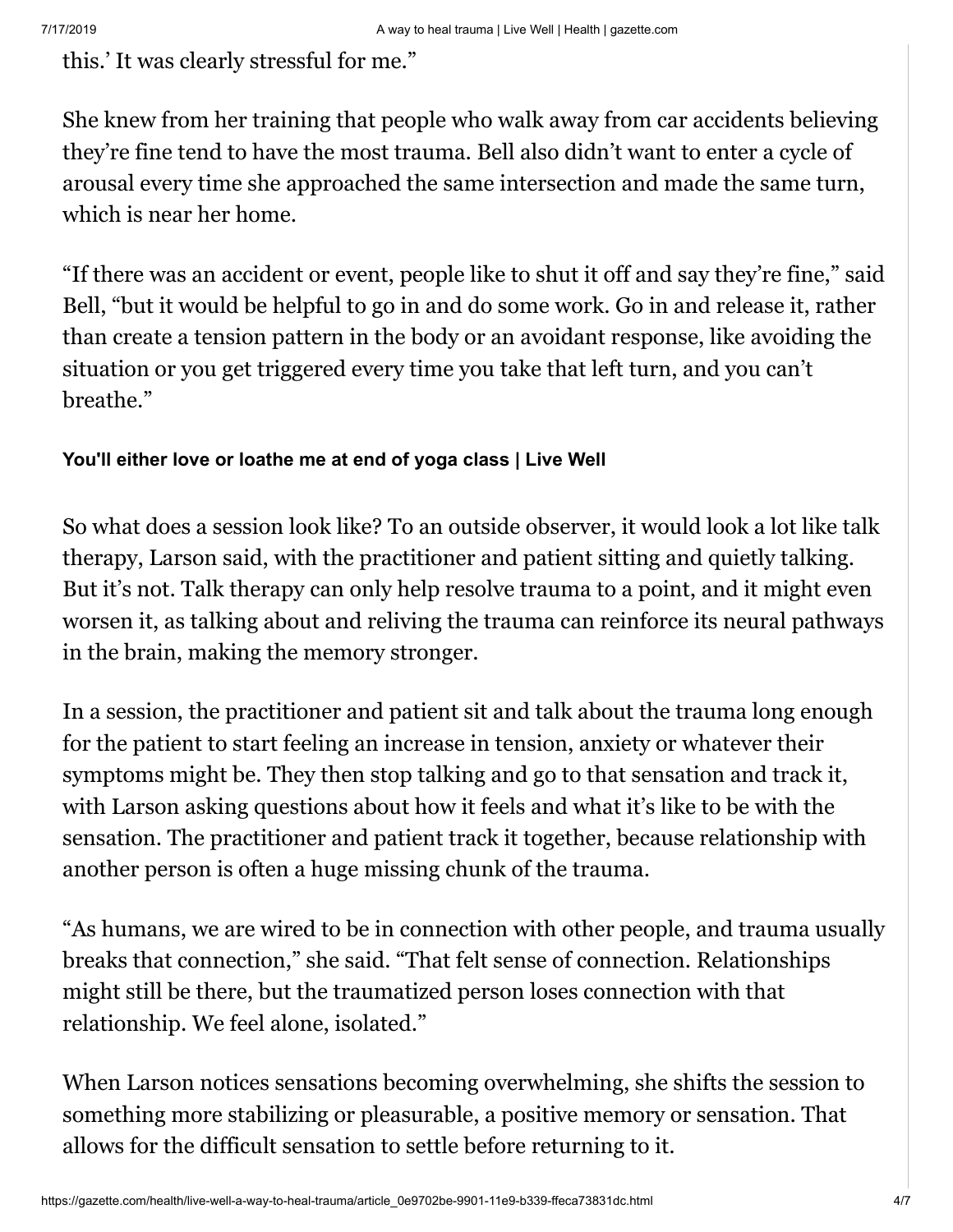this.' It was clearly stressful for me."

She knew from her training that people who walk away from car accidents believing they're fine tend to have the most trauma. Bell also didn't want to enter a cycle of arousal every time she approached the same intersection and made the same turn, which is near her home.

"If there was an accident or event, people like to shut it off and say they're fine," said Bell, "but it would be helpful to go in and do some work. Go in and release it, rather than create a tension pattern in the body or an avoidant response, like avoiding the situation or you get triggered every time you take that left turn, and you can't breathe."

**You'll either love or loathe me at end of yoga class | Live Well**

So what does a session look like? To an outside observer, it would look a lot like talk therapy, Larson said, with the practitioner and patient sitting and quietly talking. But it's not. Talk therapy can only help resolve trauma to a point, and it might even worsen it, as talking about and reliving the trauma can reinforce its neural pathways in the brain, making the memory stronger.

In a session, the practitioner and patient sit and talk about the trauma long enough for the patient to start feeling an increase in tension, anxiety or whatever their symptoms might be. They then stop talking and go to that sensation and track it, with Larson asking questions about how it feels and what it's like to be with the sensation. The practitioner and patient track it together, because relationship with another person is often a huge missing chunk of the trauma.

"As humans, we are wired to be in connection with other people, and trauma usually breaks that connection," she said. "That felt sense of connection. Relationships might still be there, but the traumatized person loses connection with that relationship. We feel alone, isolated."

When Larson notices sensations becoming overwhelming, she shifts the session to something more stabilizing or pleasurable, a positive memory or sensation. That allows for the difficult sensation to settle before returning to it.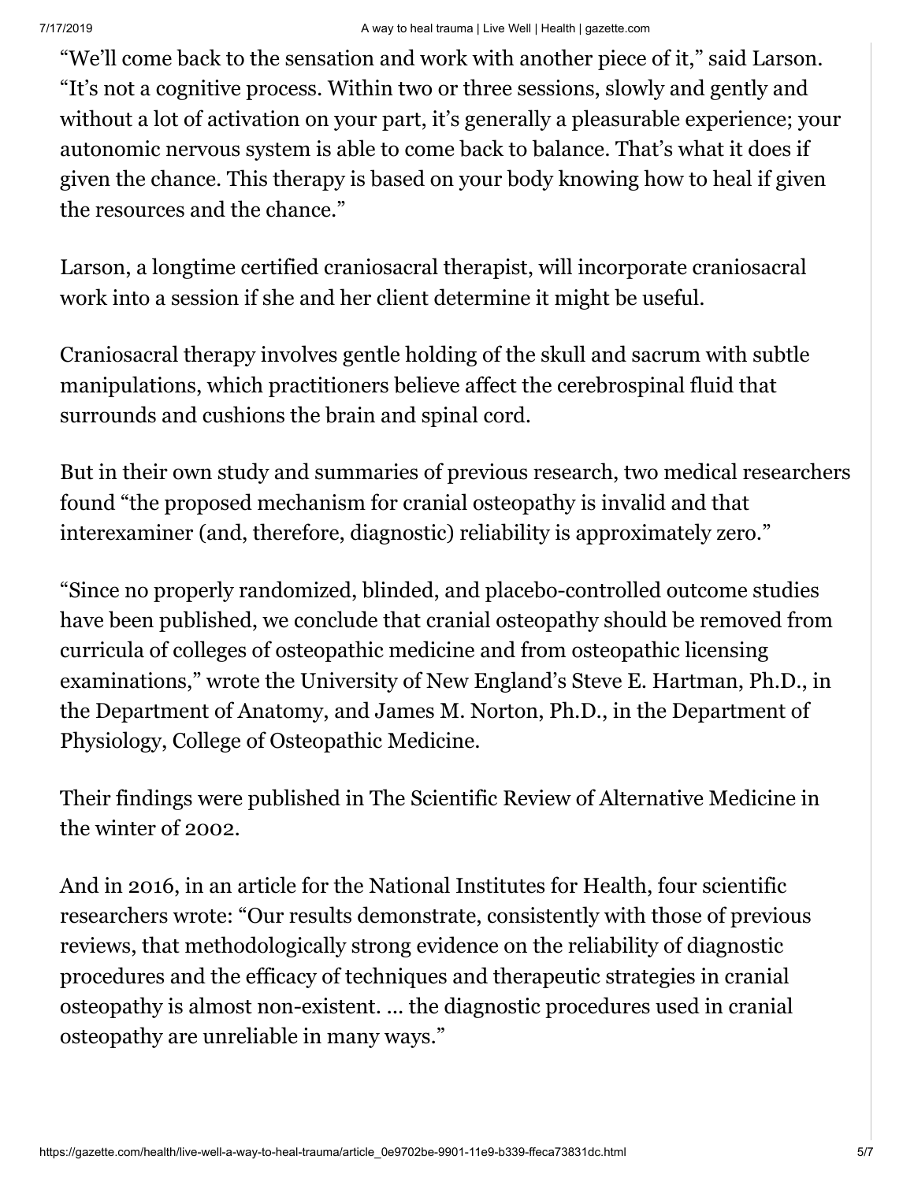"We'll come back to the sensation and work with another piece of it," said Larson. "It's not a cognitive process. Within two or three sessions, slowly and gently and without a lot of activation on your part, it's generally a pleasurable experience; your autonomic nervous system is able to come back to balance. That's what it does if given the chance. This therapy is based on your body knowing how to heal if given the resources and the chance."

Larson, a longtime certified craniosacral therapist, will incorporate craniosacral work into a session if she and her client determine it might be useful.

Craniosacral therapy involves gentle holding of the skull and sacrum with subtle manipulations, which practitioners believe affect the cerebrospinal fluid that surrounds and cushions the brain and spinal cord.

But in their own study and summaries of previous research, two medical researchers found "the proposed mechanism for cranial osteopathy is invalid and that interexaminer (and, therefore, diagnostic) reliability is approximately zero."

"Since no properly randomized, blinded, and placebo-controlled outcome studies have been published, we conclude that cranial osteopathy should be removed from curricula of colleges of osteopathic medicine and from osteopathic licensing examinations," wrote the University of New England's Steve E. Hartman, Ph.D., in the Department of Anatomy, and James M. Norton, Ph.D., in the Department of Physiology, College of Osteopathic Medicine.

Their findings were published in The Scientific Review of Alternative Medicine in the winter of 2002.

And in 2016, in an article for the National Institutes for Health, four scientific researchers wrote: "Our results demonstrate, consistently with those of previous reviews, that methodologically strong evidence on the reliability of diagnostic procedures and the efficacy of techniques and therapeutic strategies in cranial osteopathy is almost non-existent. … the diagnostic procedures used in cranial osteopathy are unreliable in many ways."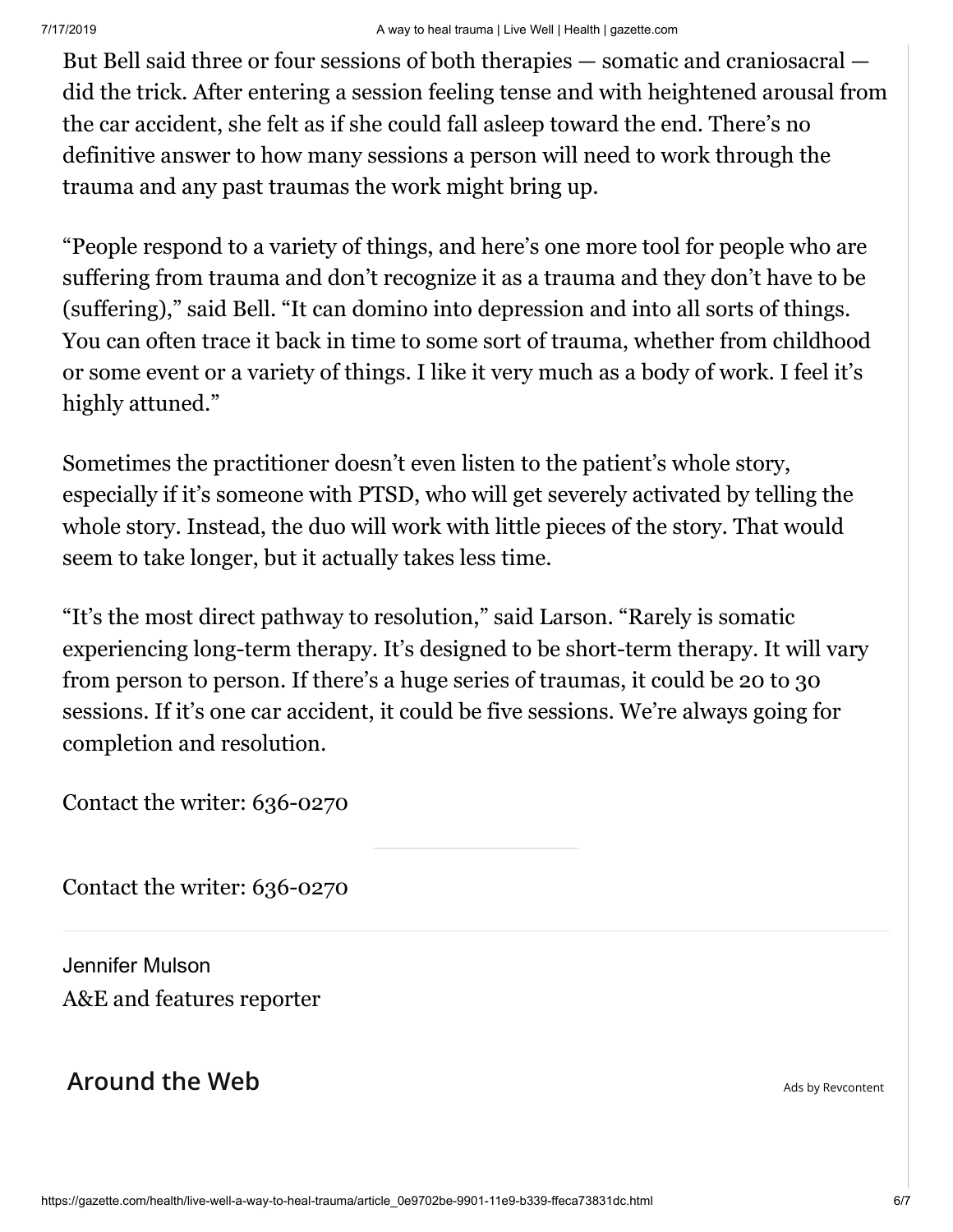But Bell said three or four sessions of both therapies — somatic and craniosacral — did the trick. After entering a session feeling tense and with heightened arousal from the car accident, she felt as if she could fall asleep toward the end. There's no definitive answer to how many sessions a person will need to work through the trauma and any past traumas the work might bring up.

"People respond to a variety of things, and here's one more tool for people who are suffering from trauma and don't recognize it as a trauma and they don't have to be (suffering)," said Bell. "It can domino into depression and into all sorts of things. You can often trace it back in time to some sort of trauma, whether from childhood or some event or a variety of things. I like it very much as a body of work. I feel it's highly attuned."

Sometimes the practitioner doesn't even listen to the patient's whole story, especially if it's someone with PTSD, who will get severely activated by telling the whole story. Instead, the duo will work with little pieces of the story. That would seem to take longer, but it actually takes less time.

"It's the most direct pathway to resolution," said Larson. "Rarely is somatic experiencing long-term therapy. It's designed to be short-term therapy. It will vary from person to person. If there's a huge series of traumas, it could be 20 to 30 sessions. If it's one car accident, it could be five sessions. We're always going for completion and resolution.

Contact the writer: 636-0270

---

Contact the writer: 636-0270

---

Jennifer Mulson

A&E and features reporter

## Around the Web

Ads by Revcontent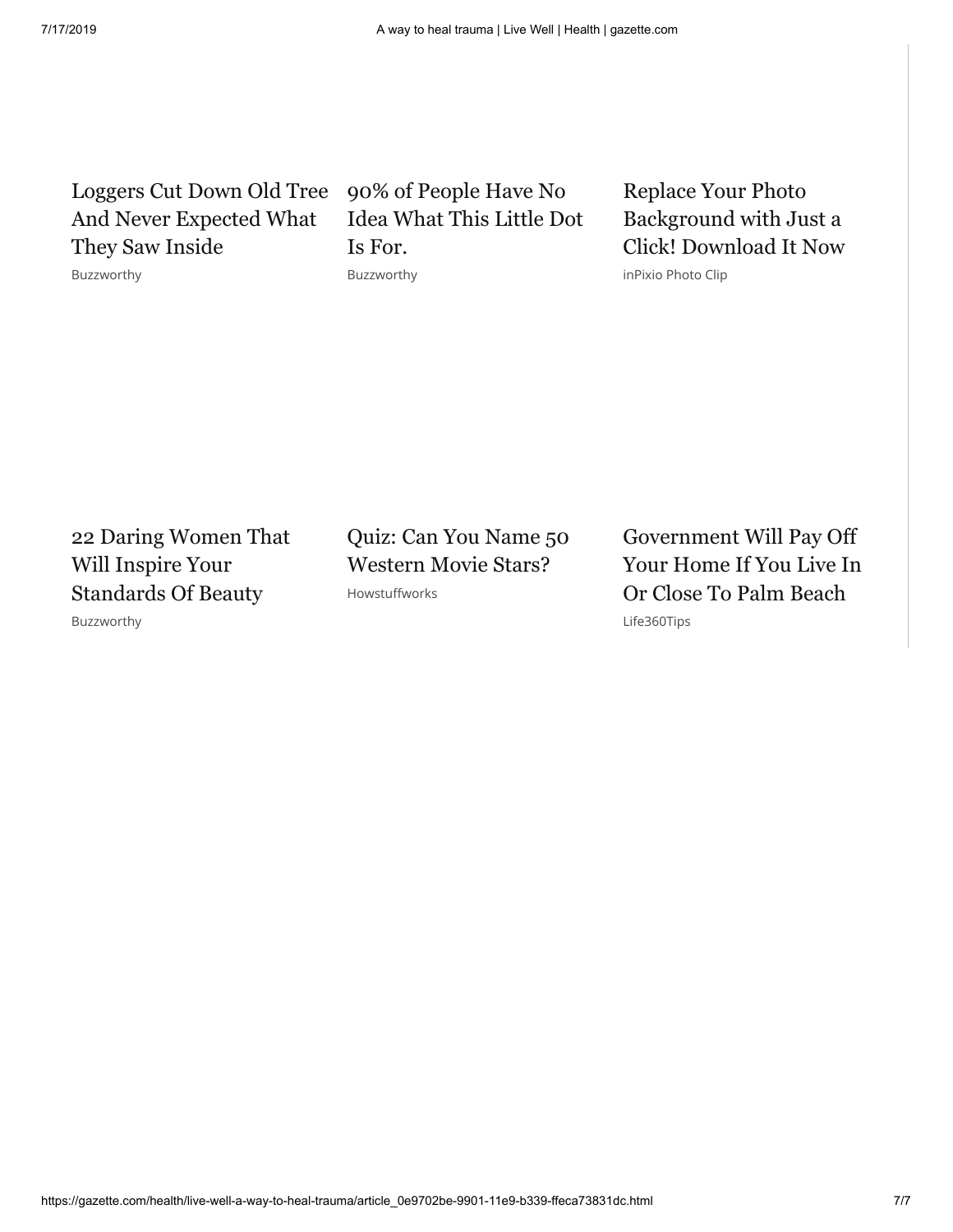Loggers Cut Down Old Tree And Never Expected What They Saw Inside
Buzzworthy

90% of People Have No Idea What This Little Dot Is For.
Buzzworthy

Replace Your Photo Background with Just a Click! Download It Now
inPixio Photo Clip

22 Daring Women That Will Inspire Your Standards Of Beauty
Buzzworthy

Quiz: Can You Name 50 Western Movie Stars?
Howstuffworks

Government Will Pay Off Your Home If You Live In Or Close To Palm Beach
Life360Tips